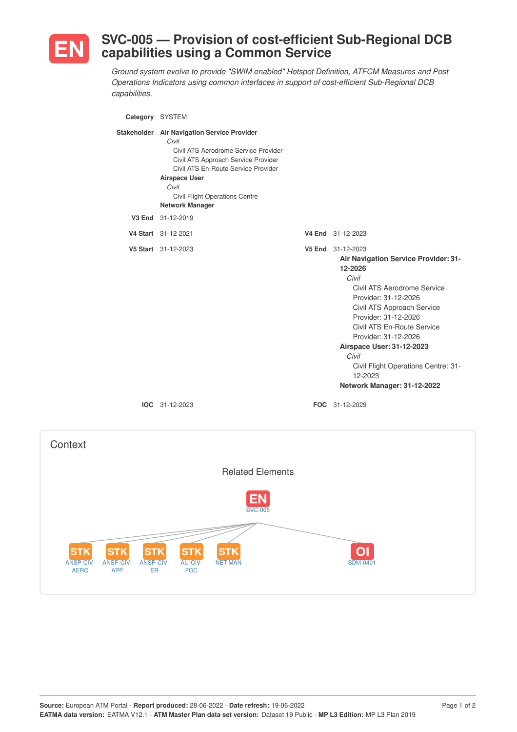# EN SVC-005 — Provision of cost-efficient Sub-Regional DCB capabilities using a Common Service

*Ground system evolve to provide "SWIM enabled" Hotspot Definition, ATFCM Measures and Post Operations Indicators using common interfaces in support of cost-efficient Sub-Regional DCB capabilities.*

**Category** SYSTEM

**Stakeholder**
- **Air Navigation Service Provider**
  - *Civil*
    - Civil ATS Aerodrome Service Provider
    - Civil ATS Approach Service Provider
    - Civil ATS En-Route Service Provider
- **Airspace User**
  - *Civil*
    - Civil Flight Operations Centre
- **Network Manager**

**V3 End** 31-12-2019

**V4 Start** 31-12-2021

**V4 End** 31-12-2023

**V5 Start** 31-12-2023

**V5 End** 31-12-2023
- **Air Navigation Service Provider: 31-12-2026**
  - *Civil*
    - Civil ATS Aerodrome Service Provider: 31-12-2026
    - Civil ATS Approach Service Provider: 31-12-2026
    - Civil ATS En-Route Service Provider: 31-12-2026
- **Airspace User: 31-12-2023**
  - *Civil*
    - Civil Flight Operations Centre: 31-12-2023
- **Network Manager: 31-12-2022**

**IOC** 31-12-2023

**FOC** 31-12-2029

## Context

### Related Elements

EN SVC-005

- STK ANSP-CIV-AERO
- STK ANSP-CIV-APP
- STK ANSP-CIV-ER
- STK AU-CIV-FOC
- STK NET-MAN
- OI SDM-0401

**Source:** European ATM Portal - **Report produced:** 28-06-2022 - **Date refresh:** 19-06-2022
**EATMA data version:** EATMA V12.1 - **ATM Master Plan data set version:** Dataset 19 Public - **MP L3 Edition:** MP L3 Plan 2019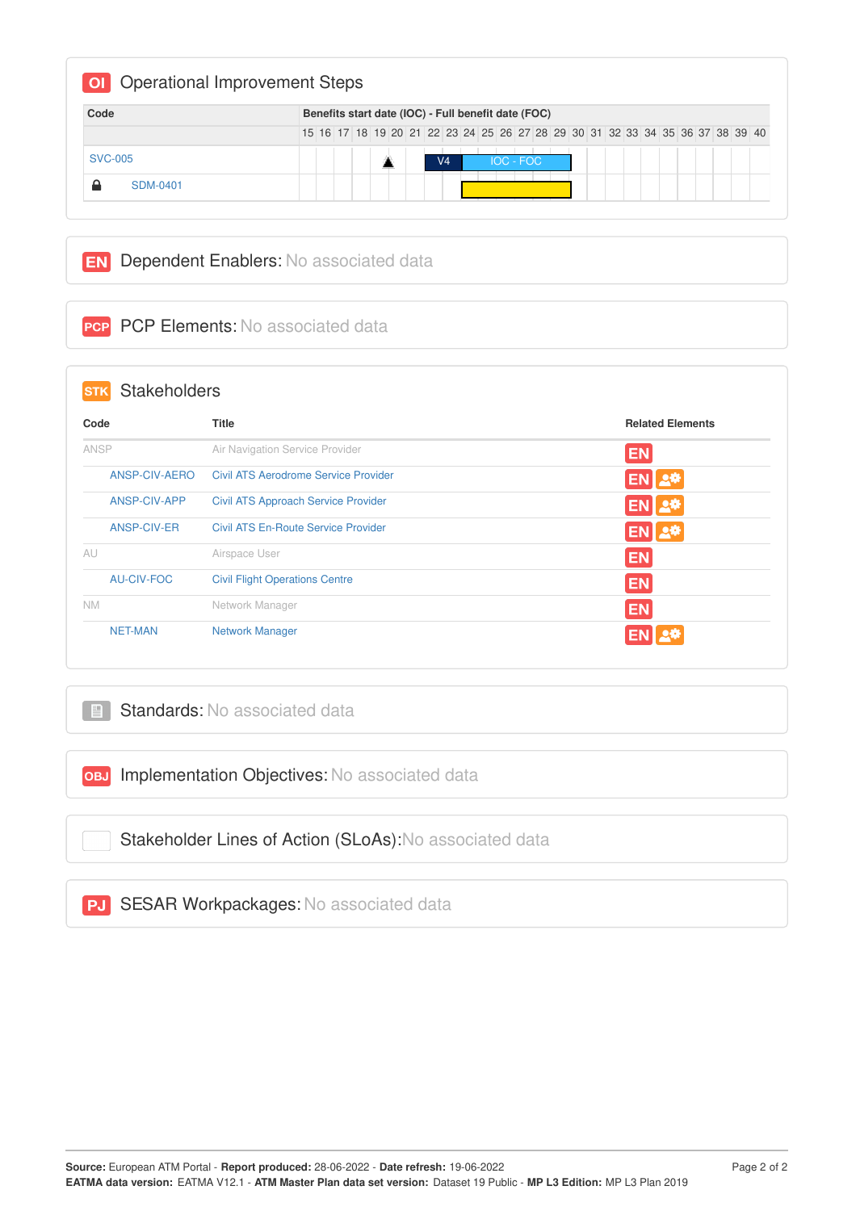## OI Operational Improvement Steps

| Code | Benefits start date (IOC) - Full benefit date (FOC) |
| --- | --- |
| | 15 16 17 18 19 20 21 22 23 24 25 26 27 28 29 30 31 32 33 34 35 36 37 38 39 40 |
| SVC-005 | V4 IOC - FOC |
| SDM-0401 | |

## EN Dependent Enablers: No associated data

## PCP PCP Elements: No associated data

## STK Stakeholders

| Code | Title | Related Elements |
| --- | --- | --- |
| ANSP | Air Navigation Service Provider | EN |
| ANSP-CIV-AERO | Civil ATS Aerodrome Service Provider | EN |
| ANSP-CIV-APP | Civil ATS Approach Service Provider | EN |
| ANSP-CIV-ER | Civil ATS En-Route Service Provider | EN |
| AU | Airspace User | EN |
| AU-CIV-FOC | Civil Flight Operations Centre | EN |
| NM | Network Manager | EN |
| NET-MAN | Network Manager | EN |

## Standards: No associated data

## OBJ Implementation Objectives: No associated data

## Stakeholder Lines of Action (SLoAs): No associated data

## PJ SESAR Workpackages: No associated data

**Source:** European ATM Portal - **Report produced:** 28-06-2022 - **Date refresh:** 19-06-2022
**EATMA data version:** EATMA V12.1 - **ATM Master Plan data set version:** Dataset 19 Public - **MP L3 Edition:** MP L3 Plan 2019